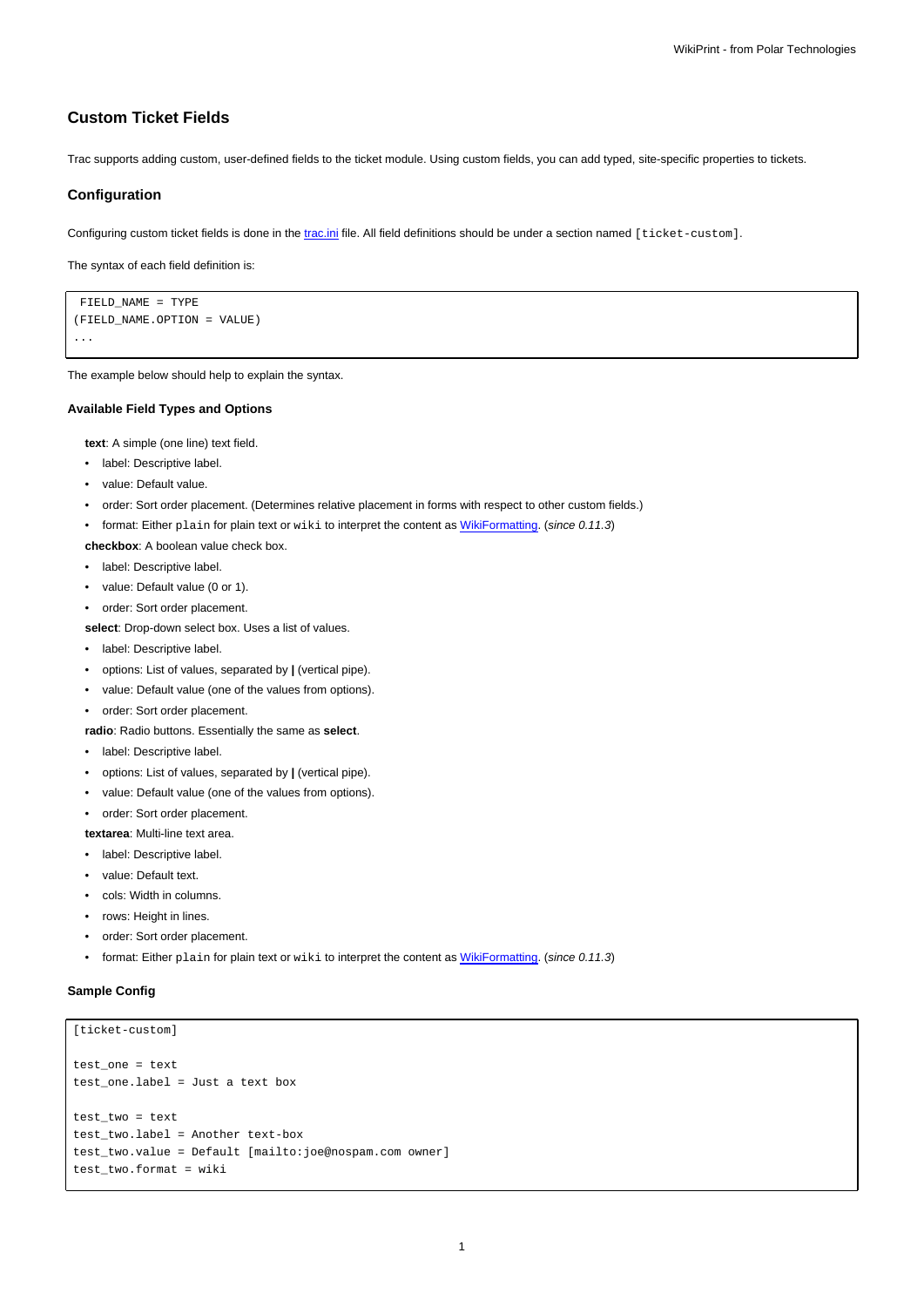# Custom Ticket Fields

Trac supports adding custom, user-defined fields to the ticket module. Using custom fields, you can add typed, site-specific properties to tickets.

## Configuration

Configuring custom ticket fields is done in the trac.ini file. All field definitions should be under a section named `[ticket-custom]`.

The syntax of each field definition is:

```
 FIELD_NAME = TYPE
(FIELD_NAME.OPTION = VALUE)
...
```

The example below should help to explain the syntax.

### Available Field Types and Options

**text**: A simple (one line) text field.

- label: Descriptive label.
- value: Default value.
- order: Sort order placement. (Determines relative placement in forms with respect to other custom fields.)
- format: Either `plain` for plain text or `wiki` to interpret the content as WikiFormatting. (*since 0.11.3*)

**checkbox**: A boolean value check box.

- label: Descriptive label.
- value: Default value (0 or 1).
- order: Sort order placement.

**select**: Drop-down select box. Uses a list of values.

- label: Descriptive label.
- options: List of values, separated by **|** (vertical pipe).
- value: Default value (one of the values from options).
- order: Sort order placement.

**radio**: Radio buttons. Essentially the same as **select**.

- label: Descriptive label.
- options: List of values, separated by **|** (vertical pipe).
- value: Default value (one of the values from options).
- order: Sort order placement.

**textarea**: Multi-line text area.

- label: Descriptive label.
- value: Default text.
- cols: Width in columns.
- rows: Height in lines.
- order: Sort order placement.
- format: Either `plain` for plain text or `wiki` to interpret the content as WikiFormatting. (*since 0.11.3*)

### Sample Config

```
[ticket-custom]

test_one = text
test_one.label = Just a text box

test_two = text
test_two.label = Another text-box
test_two.value = Default [mailto:joe@nospam.com owner]
test_two.format = wiki
```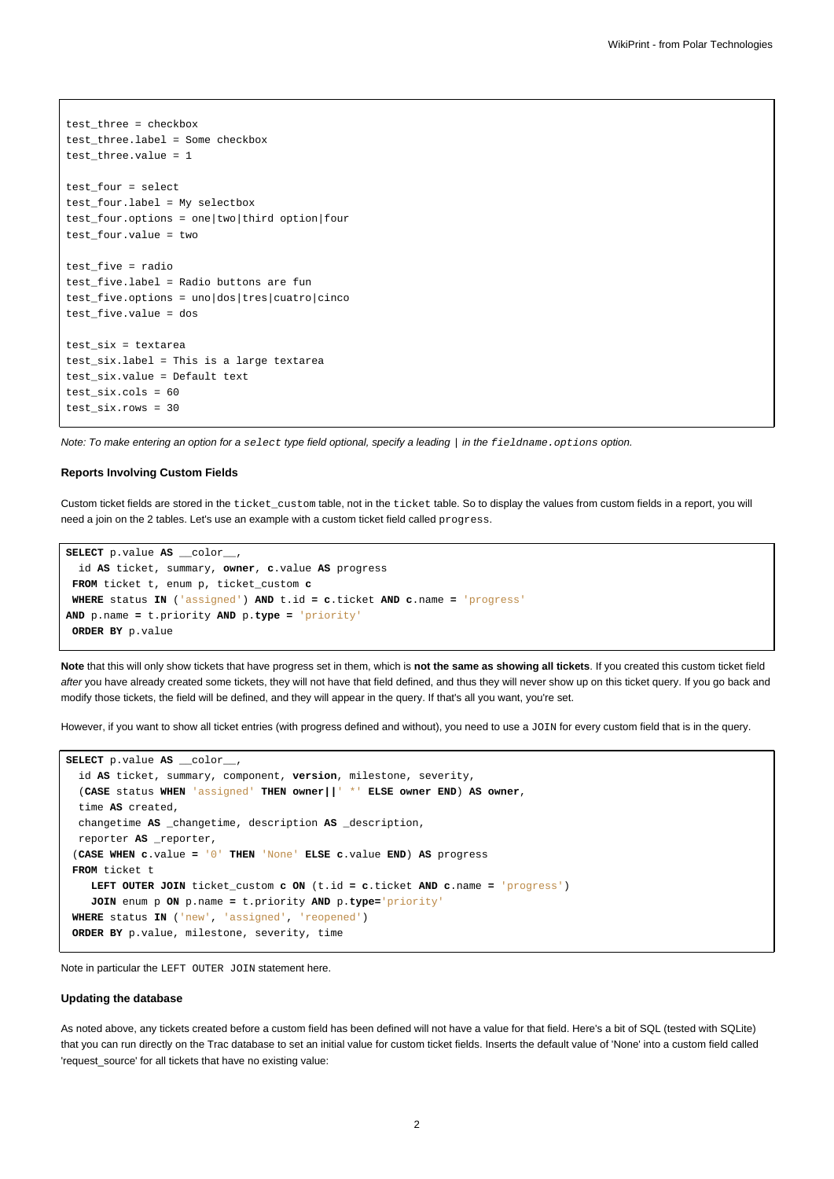```
test_three = checkbox
test_three.label = Some checkbox
test_three.value = 1

test_four = select
test_four.label = My selectbox
test_four.options = one|two|third option|four
test_four.value = two

test_five = radio
test_five.label = Radio buttons are fun
test_five.options = uno|dos|tres|cuatro|cinco
test_five.value = dos

test_six = textarea
test_six.label = This is a large textarea
test_six.value = Default text
test_six.cols = 60
test_six.rows = 30
```

*Note: To make entering an option for a `select` type field optional, specify a leading `|` in the `fieldname.options` option.*

### Reports Involving Custom Fields

Custom ticket fields are stored in the `ticket_custom` table, not in the `ticket` table. So to display the values from custom fields in a report, you will need a join on the 2 tables. Let's use an example with a custom ticket field called `progress`.

```
SELECT p.value AS __color__,
  id AS ticket, summary, owner, c.value AS progress
 FROM ticket t, enum p, ticket_custom c
 WHERE status IN ('assigned') AND t.id = c.ticket AND c.name = 'progress'
AND p.name = t.priority AND p.type = 'priority'
 ORDER BY p.value
```

**Note** that this will only show tickets that have progress set in them, which is **not the same as showing all tickets**. If you created this custom ticket field *after* you have already created some tickets, they will not have that field defined, and thus they will never show up on this ticket query. If you go back and modify those tickets, the field will be defined, and they will appear in the query. If that's all you want, you're set.

However, if you want to show all ticket entries (with progress defined and without), you need to use a `JOIN` for every custom field that is in the query.

```
SELECT p.value AS __color__,
  id AS ticket, summary, component, version, milestone, severity,
  (CASE status WHEN 'assigned' THEN owner||' *' ELSE owner END) AS owner,
  time AS created,
  changetime AS _changetime, description AS _description,
  reporter AS _reporter,
 (CASE WHEN c.value = '0' THEN 'None' ELSE c.value END) AS progress
 FROM ticket t
    LEFT OUTER JOIN ticket_custom c ON (t.id = c.ticket AND c.name = 'progress')
    JOIN enum p ON p.name = t.priority AND p.type='priority'
 WHERE status IN ('new', 'assigned', 'reopened')
 ORDER BY p.value, milestone, severity, time
```

Note in particular the `LEFT OUTER JOIN` statement here.

### Updating the database

As noted above, any tickets created before a custom field has been defined will not have a value for that field. Here's a bit of SQL (tested with SQLite) that you can run directly on the Trac database to set an initial value for custom ticket fields. Inserts the default value of 'None' into a custom field called 'request_source' for all tickets that have no existing value: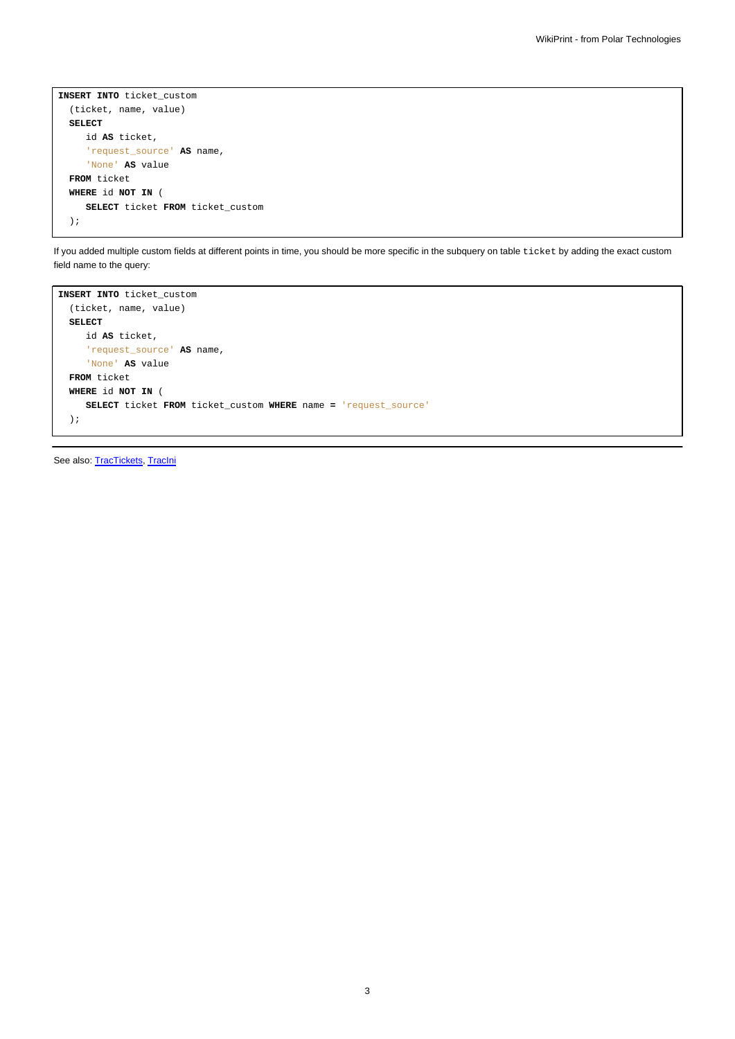```sql
INSERT INTO ticket_custom
  (ticket, name, value)
  SELECT
     id AS ticket,
     'request_source' AS name,
     'None' AS value
  FROM ticket
  WHERE id NOT IN (
     SELECT ticket FROM ticket_custom
  );
```

If you added multiple custom fields at different points in time, you should be more specific in the subquery on table `ticket` by adding the exact custom field name to the query:

```sql
INSERT INTO ticket_custom
  (ticket, name, value)
  SELECT
     id AS ticket,
     'request_source' AS name,
     'None' AS value
  FROM ticket
  WHERE id NOT IN (
     SELECT ticket FROM ticket_custom WHERE name = 'request_source'
  );
```

---

See also: TracTickets, TracIni